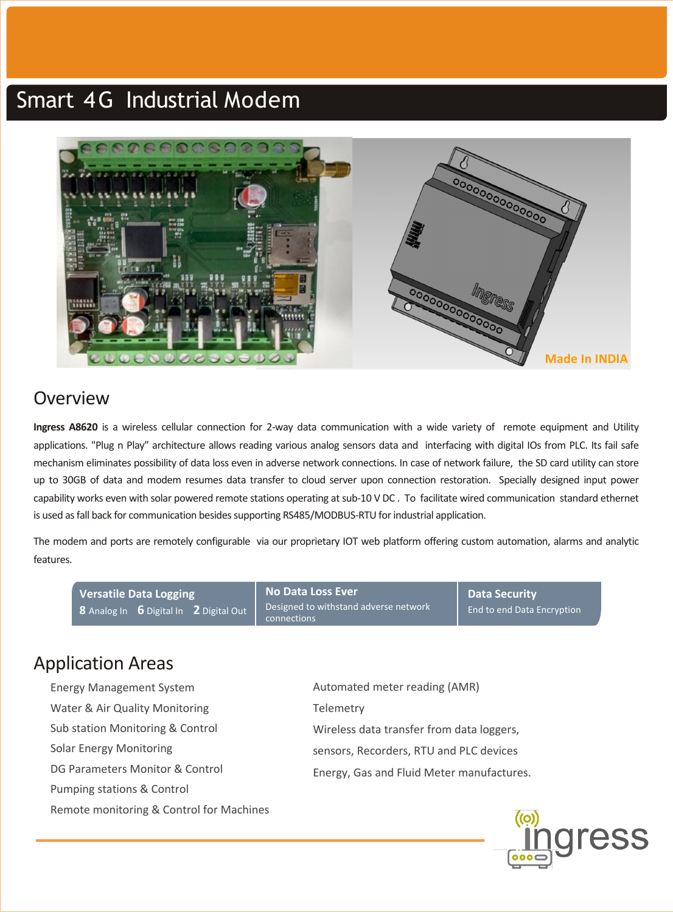# Smart 4G Industrial Modem

Made In INDIA

## Overview

**Ingress A8620** is a wireless cellular connection for 2-way data communication with a wide variety of remote equipment and Utility applications. "Plug n Play" architecture allows reading various analog sensors data and interfacing with digital IOs from PLC. Its fail safe mechanism eliminates possibility of data loss even in adverse network connections. In case of network failure, the SD card utility can store up to 30GB of data and modem resumes data transfer to cloud server upon connection restoration. Specially designed input power capability works even with solar powered remote stations operating at sub-10 V DC . To facilitate wired communication standard ethernet is used as fall back for communication besides supporting RS485/MODBUS-RTU for industrial application.

The modem and ports are remotely configurable via our proprietary IOT web platform offering custom automation, alarms and analytic features.

| Versatile Data Logging | No Data Loss Ever | Data Security |
|---|---|---|
| **8** Analog In **6** Digital In **2** Digital Out | Designed to withstand adverse network connections | End to end Data Encryption |

## Application Areas

- Energy Management System
- Water & Air Quality Monitoring
- Sub station Monitoring & Control
- Solar Energy Monitoring
- DG Parameters Monitor & Control
- Pumping stations & Control
- Remote monitoring & Control for Machines
- Automated meter reading (AMR)
- Telemetry
- Wireless data transfer from data loggers, sensors, Recorders, RTU and PLC devices
- Energy, Gas and Fluid Meter manufactures.

ingress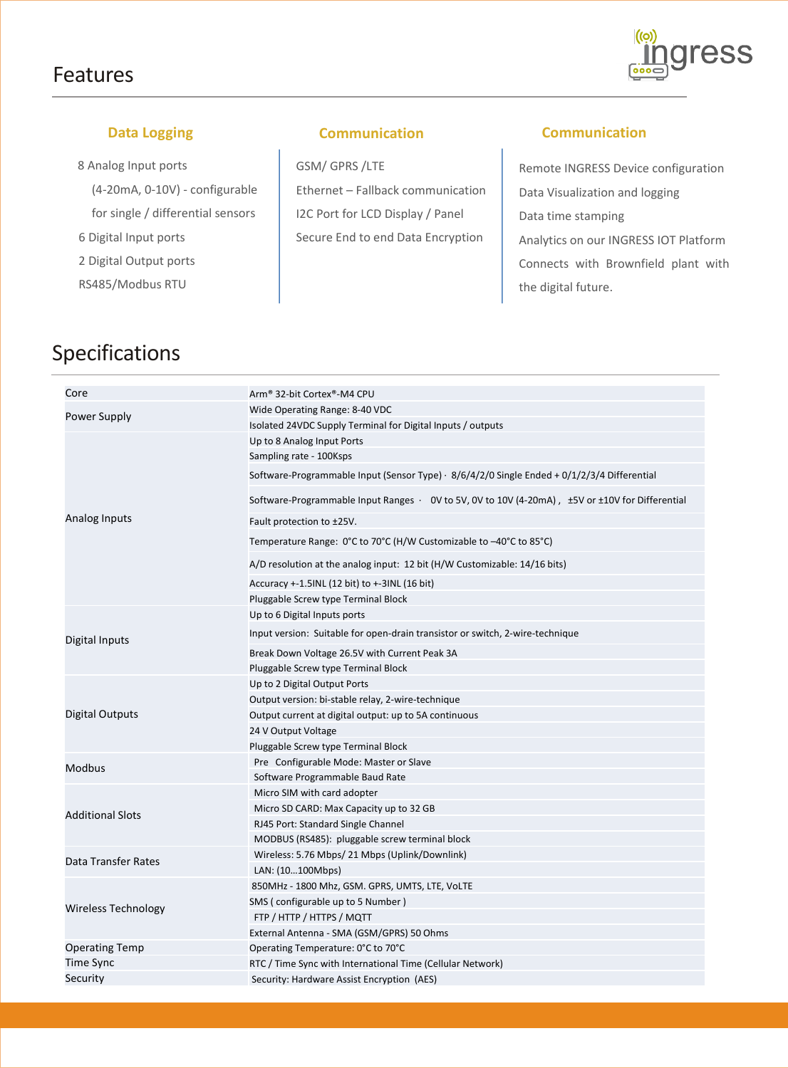# Features

### Data Logging

8 Analog Input ports
(4-20mA, 0-10V) - configurable for single / differential sensors
6 Digital Input ports
2 Digital Output ports
RS485/Modbus RTU

### Communication

GSM/ GPRS /LTE
Ethernet – Fallback communication
I2C Port for LCD Display / Panel
Secure End to end Data Encryption

### Communication

Remote INGRESS Device configuration
Data Visualization and logging
Data time stamping
Analytics on our INGRESS IOT Platform
Connects with Brownfield plant with the digital future.

# Specifications

| | |
|---|---|
| Core | Arm® 32-bit Cortex®-M4 CPU |
| Power Supply | Wide Operating Range: 8-40 VDC |
| | Isolated 24VDC Supply Terminal for Digital Inputs / outputs |
| Analog Inputs | Up to 8 Analog Input Ports |
| | Sampling rate - 100Ksps |
| | Software-Programmable Input (Sensor Type) · 8/6/4/2/0 Single Ended + 0/1/2/3/4 Differential |
| | Software-Programmable Input Ranges · 0V to 5V, 0V to 10V (4-20mA) , ±5V or ±10V for Differential |
| | Fault protection to ±25V. |
| | Temperature Range: 0°C to 70°C (H/W Customizable to –40°C to 85°C) |
| | A/D resolution at the analog input: 12 bit (H/W Customizable: 14/16 bits) |
| | Accuracy +-1.5INL (12 bit) to +-3INL (16 bit) |
| | Pluggable Screw type Terminal Block |
| Digital Inputs | Up to 6 Digital Inputs ports |
| | Input version: Suitable for open-drain transistor or switch, 2-wire-technique |
| | Break Down Voltage 26.5V with Current Peak 3A |
| | Pluggable Screw type Terminal Block |
| Digital Outputs | Up to 2 Digital Output Ports |
| | Output version: bi-stable relay, 2-wire-technique |
| | Output current at digital output: up to 5A continuous |
| | 24 V Output Voltage |
| | Pluggable Screw type Terminal Block |
| Modbus | Pre Configurable Mode: Master or Slave |
| | Software Programmable Baud Rate |
| Additional Slots | Micro SIM with card adopter |
| | Micro SD CARD: Max Capacity up to 32 GB |
| | RJ45 Port: Standard Single Channel |
| | MODBUS (RS485): pluggable screw terminal block |
| Data Transfer Rates | Wireless: 5.76 Mbps/ 21 Mbps (Uplink/Downlink) |
| | LAN: (10…100Mbps) |
| Wireless Technology | 850MHz - 1800 Mhz, GSM. GPRS, UMTS, LTE, VoLTE |
| | SMS ( configurable up to 5 Number ) |
| | FTP / HTTP / HTTPS / MQTT |
| | External Antenna - SMA (GSM/GPRS) 50 Ohms |
| Operating Temp | Operating Temperature: 0°C to 70°C |
| Time Sync | RTC / Time Sync with International Time (Cellular Network) |
| Security | Security: Hardware Assist Encryption (AES) |